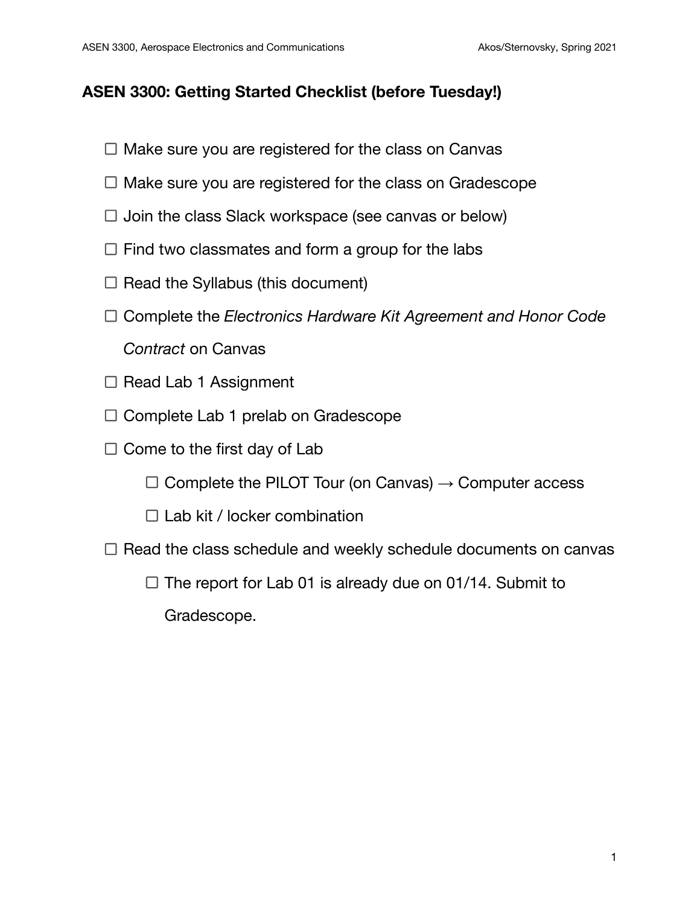## ASEN 3300: Getting Started Checklist (before Tuesday!)

- ☐ Make sure you are registered for the class on Canvas
- ☐ Make sure you are registered for the class on Gradescope
- ☐ Join the class Slack workspace (see canvas or below)
- ☐ Find two classmates and form a group for the labs
- ☐ Read the Syllabus (this document)
- ☐ Complete the *Electronics Hardware Kit Agreement and Honor Code Contract* on Canvas
- ☐ Read Lab 1 Assignment
- ☐ Complete Lab 1 prelab on Gradescope
- ☐ Come to the first day of Lab
    - ☐ Complete the PILOT Tour (on Canvas) → Computer access
    - ☐ Lab kit / locker combination
- ☐ Read the class schedule and weekly schedule documents on canvas
    - ☐ The report for Lab 01 is already due on 01/14. Submit to Gradescope.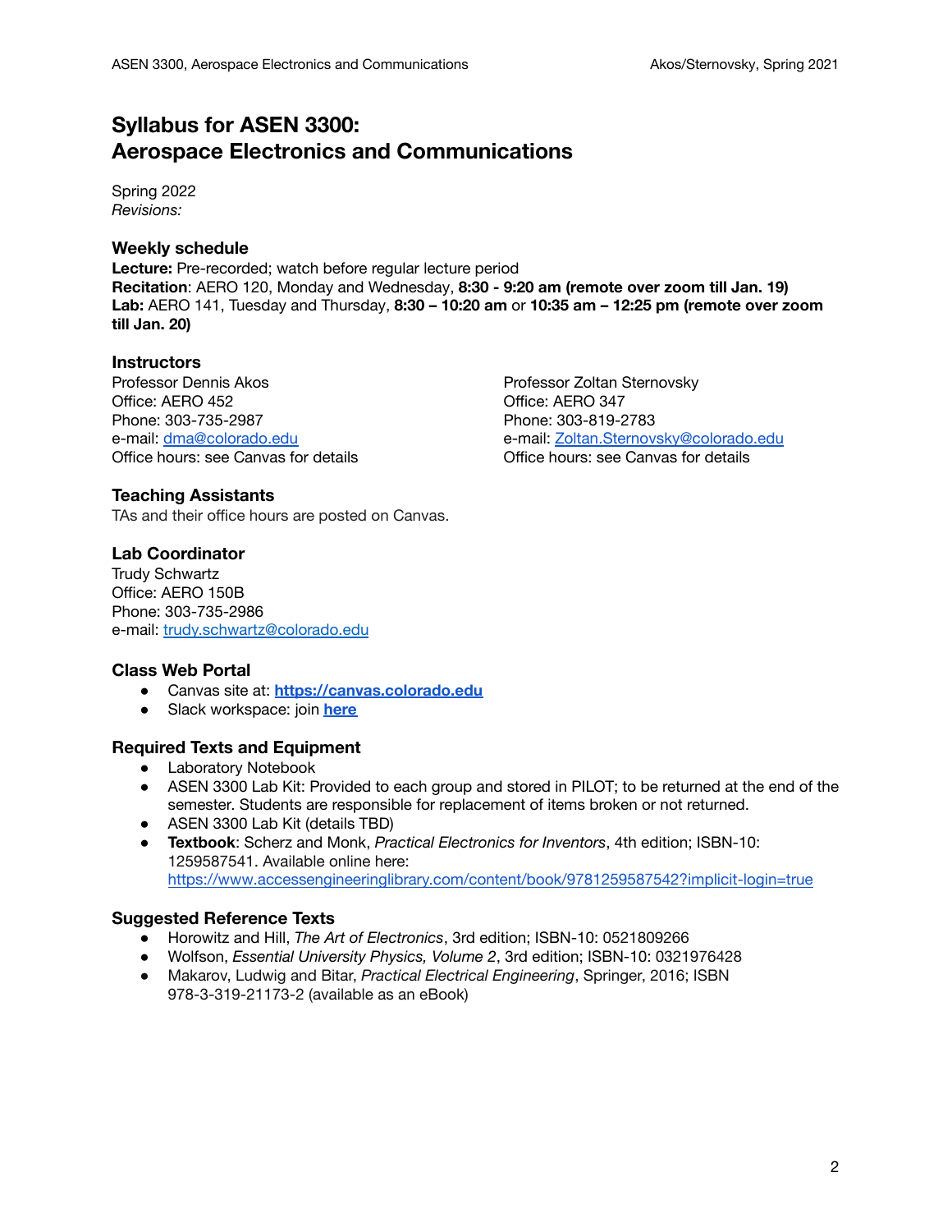# Syllabus for ASEN 3300:
# Aerospace Electronics and Communications

Spring 2022
*Revisions:*

### Weekly schedule

**Lecture:** Pre-recorded; watch before regular lecture period
**Recitation**: AERO 120, Monday and Wednesday, **8:30 - 9:20 am (remote over zoom till Jan. 19)**
**Lab:** AERO 141, Tuesday and Thursday, **8:30 – 10:20 am** or **10:35 am – 12:25 pm (remote over zoom till Jan. 20)**

### Instructors

Professor Dennis Akos
Office: AERO 452
Phone: 303-735-2987
e-mail: dma@colorado.edu
Office hours: see Canvas for details

Professor Zoltan Sternovsky
Office: AERO 347
Phone: 303-819-2783
e-mail: Zoltan.Sternovsky@colorado.edu
Office hours: see Canvas for details

### Teaching Assistants

TAs and their office hours are posted on Canvas.

### Lab Coordinator

Trudy Schwartz
Office: AERO 150B
Phone: 303-735-2986
e-mail: trudy.schwartz@colorado.edu

### Class Web Portal

- Canvas site at: **https://canvas.colorado.edu**
- Slack workspace: join **here**

### Required Texts and Equipment

- Laboratory Notebook
- ASEN 3300 Lab Kit: Provided to each group and stored in PILOT; to be returned at the end of the semester. Students are responsible for replacement of items broken or not returned.
- ASEN 3300 Lab Kit (details TBD)
- **Textbook**: Scherz and Monk, *Practical Electronics for Inventors*, 4th edition; ISBN-10: 1259587541. Available online here: https://www.accessengineeringlibrary.com/content/book/9781259587542?implicit-login=true

### Suggested Reference Texts

- Horowitz and Hill, *The Art of Electronics*, 3rd edition; ISBN-10: 0521809266
- Wolfson, *Essential University Physics, Volume 2*, 3rd edition; ISBN-10: 0321976428
- Makarov, Ludwig and Bitar, *Practical Electrical Engineering*, Springer, 2016; ISBN 978-3-319-21173-2 (available as an eBook)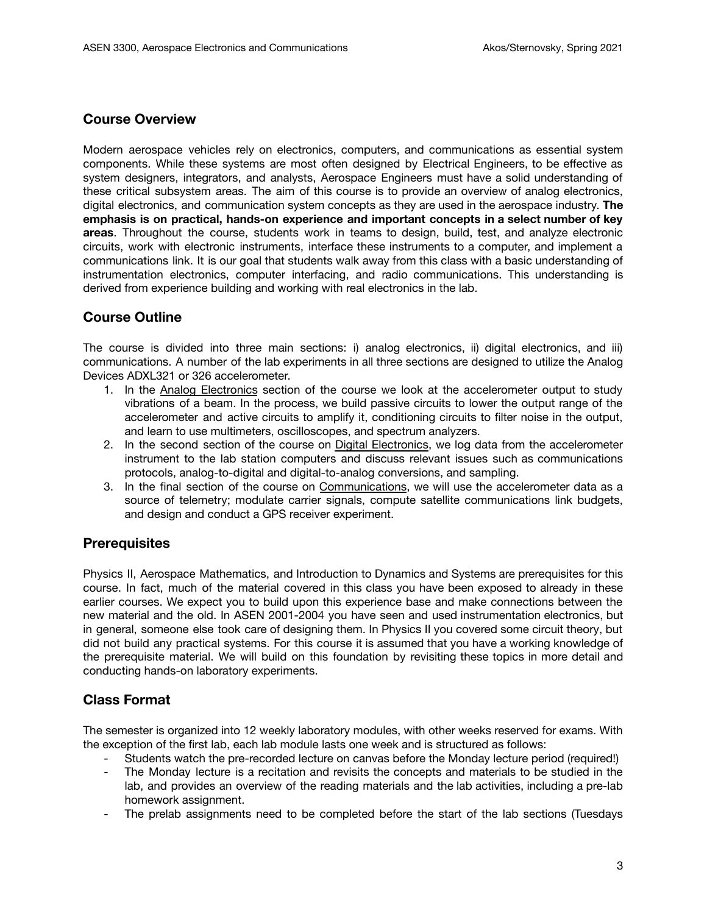## Course Overview

Modern aerospace vehicles rely on electronics, computers, and communications as essential system components. While these systems are most often designed by Electrical Engineers, to be effective as system designers, integrators, and analysts, Aerospace Engineers must have a solid understanding of these critical subsystem areas. The aim of this course is to provide an overview of analog electronics, digital electronics, and communication system concepts as they are used in the aerospace industry. **The emphasis is on practical, hands-on experience and important concepts in a select number of key areas**. Throughout the course, students work in teams to design, build, test, and analyze electronic circuits, work with electronic instruments, interface these instruments to a computer, and implement a communications link. It is our goal that students walk away from this class with a basic understanding of instrumentation electronics, computer interfacing, and radio communications. This understanding is derived from experience building and working with real electronics in the lab.

## Course Outline

The course is divided into three main sections: i) analog electronics, ii) digital electronics, and iii) communications. A number of the lab experiments in all three sections are designed to utilize the Analog Devices ADXL321 or 326 accelerometer.

1. In the <u>Analog Electronics</u> section of the course we look at the accelerometer output to study vibrations of a beam. In the process, we build passive circuits to lower the output range of the accelerometer and active circuits to amplify it, conditioning circuits to filter noise in the output, and learn to use multimeters, oscilloscopes, and spectrum analyzers.
2. In the second section of the course on <u>Digital Electronics</u>, we log data from the accelerometer instrument to the lab station computers and discuss relevant issues such as communications protocols, analog-to-digital and digital-to-analog conversions, and sampling.
3. In the final section of the course on <u>Communications</u>, we will use the accelerometer data as a source of telemetry; modulate carrier signals, compute satellite communications link budgets, and design and conduct a GPS receiver experiment.

## Prerequisites

Physics II, Aerospace Mathematics, and Introduction to Dynamics and Systems are prerequisites for this course. In fact, much of the material covered in this class you have been exposed to already in these earlier courses. We expect you to build upon this experience base and make connections between the new material and the old. In ASEN 2001-2004 you have seen and used instrumentation electronics, but in general, someone else took care of designing them. In Physics II you covered some circuit theory, but did not build any practical systems. For this course it is assumed that you have a working knowledge of the prerequisite material. We will build on this foundation by revisiting these topics in more detail and conducting hands-on laboratory experiments.

## Class Format

The semester is organized into 12 weekly laboratory modules, with other weeks reserved for exams. With the exception of the first lab, each lab module lasts one week and is structured as follows:

- Students watch the pre-recorded lecture on canvas before the Monday lecture period (required!)
- The Monday lecture is a recitation and revisits the concepts and materials to be studied in the lab, and provides an overview of the reading materials and the lab activities, including a pre-lab homework assignment.
- The prelab assignments need to be completed before the start of the lab sections (Tuesdays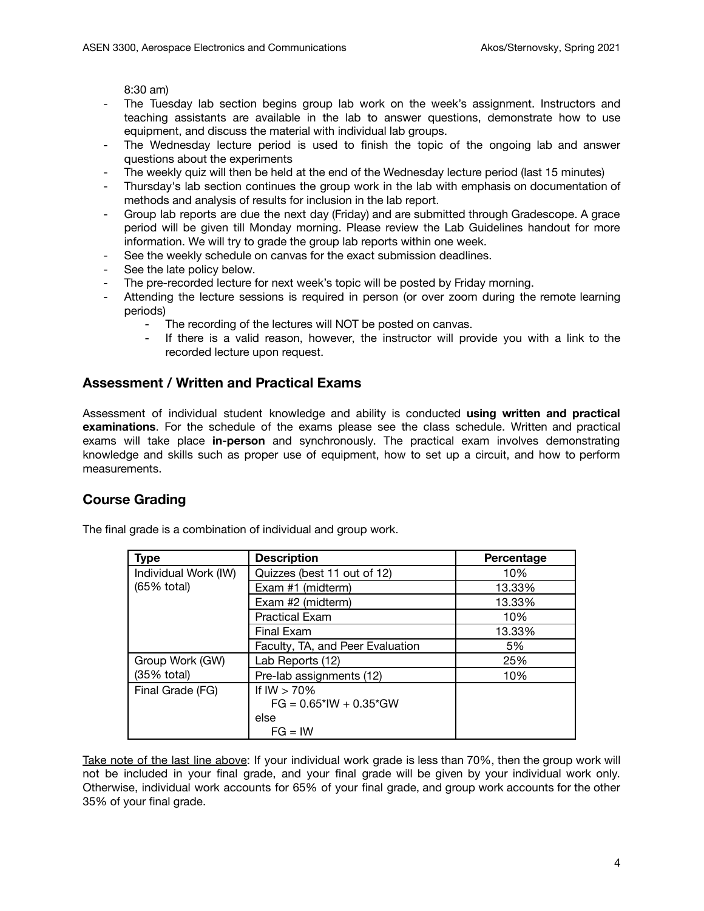8:30 am)

- The Tuesday lab section begins group lab work on the week's assignment. Instructors and teaching assistants are available in the lab to answer questions, demonstrate how to use equipment, and discuss the material with individual lab groups.
- The Wednesday lecture period is used to finish the topic of the ongoing lab and answer questions about the experiments
- The weekly quiz will then be held at the end of the Wednesday lecture period (last 15 minutes)
- Thursday's lab section continues the group work in the lab with emphasis on documentation of methods and analysis of results for inclusion in the lab report.
- Group lab reports are due the next day (Friday) and are submitted through Gradescope. A grace period will be given till Monday morning. Please review the Lab Guidelines handout for more information. We will try to grade the group lab reports within one week.
- See the weekly schedule on canvas for the exact submission deadlines.
- See the late policy below.
- The pre-recorded lecture for next week's topic will be posted by Friday morning.
- Attending the lecture sessions is required in person (or over zoom during the remote learning periods)
    - The recording of the lectures will NOT be posted on canvas.
    - If there is a valid reason, however, the instructor will provide you with a link to the recorded lecture upon request.

## Assessment / Written and Practical Exams

Assessment of individual student knowledge and ability is conducted **using written and practical examinations**. For the schedule of the exams please see the class schedule. Written and practical exams will take place **in-person** and synchronously. The practical exam involves demonstrating knowledge and skills such as proper use of equipment, how to set up a circuit, and how to perform measurements.

## Course Grading

The final grade is a combination of individual and group work.

| Type | Description | Percentage |
|---|---|---|
| Individual Work (IW) (65% total) | Quizzes (best 11 out of 12) | 10% |
| | Exam #1 (midterm) | 13.33% |
| | Exam #2 (midterm) | 13.33% |
| | Practical Exam | 10% |
| | Final Exam | 13.33% |
| | Faculty, TA, and Peer Evaluation | 5% |
| Group Work (GW) (35% total) | Lab Reports (12) | 25% |
| | Pre-lab assignments (12) | 10% |
| Final Grade (FG) | If IW > 70%<br>FG = 0.65*IW + 0.35*GW<br>else<br>FG = IW | |

<u>Take note of the last line above</u>: If your individual work grade is less than 70%, then the group work will not be included in your final grade, and your final grade will be given by your individual work only. Otherwise, individual work accounts for 65% of your final grade, and group work accounts for the other 35% of your final grade.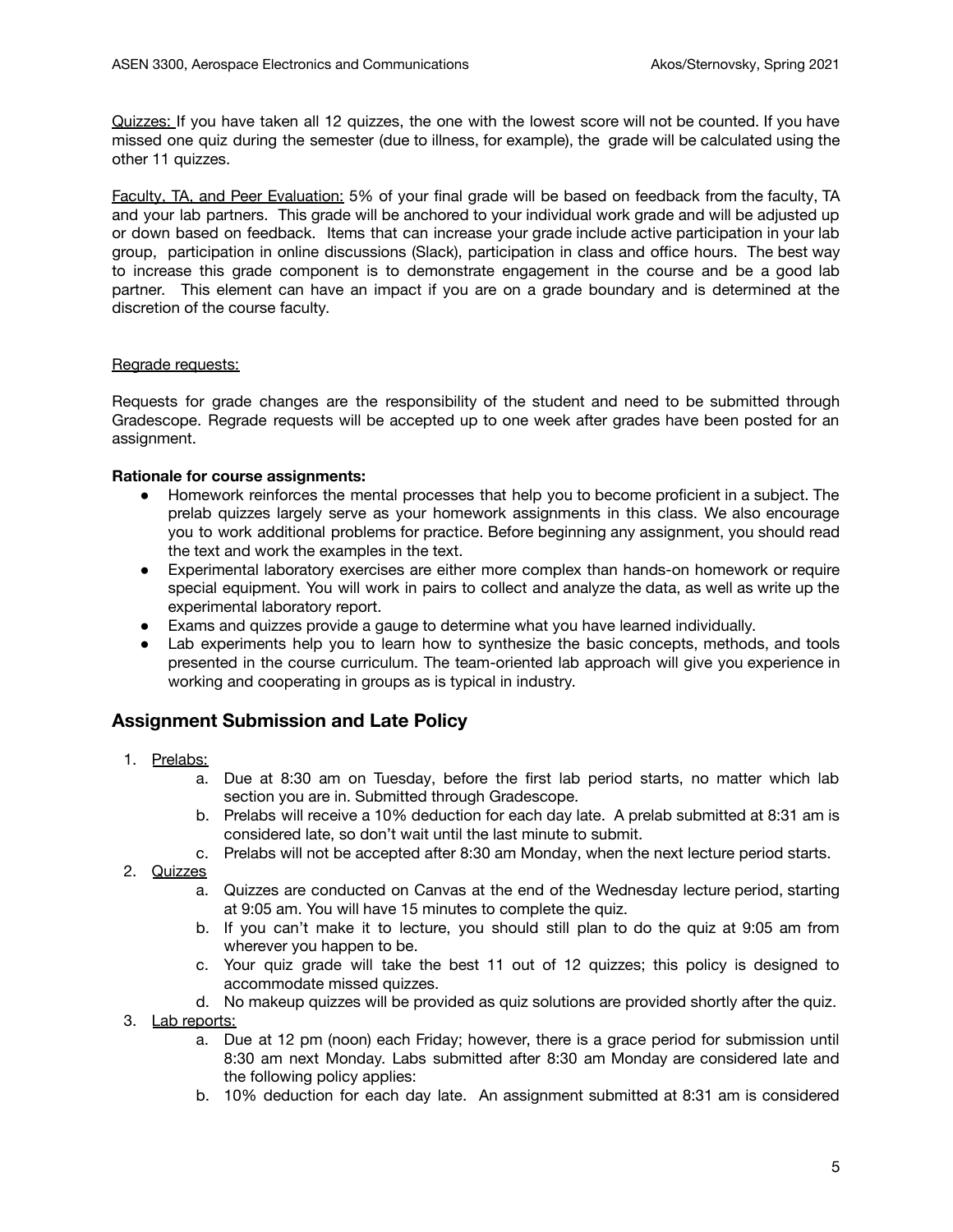Quizzes: If you have taken all 12 quizzes, the one with the lowest score will not be counted. If you have missed one quiz during the semester (due to illness, for example), the grade will be calculated using the other 11 quizzes.

Faculty, TA, and Peer Evaluation: 5% of your final grade will be based on feedback from the faculty, TA and your lab partners. This grade will be anchored to your individual work grade and will be adjusted up or down based on feedback. Items that can increase your grade include active participation in your lab group, participation in online discussions (Slack), participation in class and office hours. The best way to increase this grade component is to demonstrate engagement in the course and be a good lab partner. This element can have an impact if you are on a grade boundary and is determined at the discretion of the course faculty.

Regrade requests:

Requests for grade changes are the responsibility of the student and need to be submitted through Gradescope. Regrade requests will be accepted up to one week after grades have been posted for an assignment.

**Rationale for course assignments:**

- Homework reinforces the mental processes that help you to become proficient in a subject. The prelab quizzes largely serve as your homework assignments in this class. We also encourage you to work additional problems for practice. Before beginning any assignment, you should read the text and work the examples in the text.
- Experimental laboratory exercises are either more complex than hands-on homework or require special equipment. You will work in pairs to collect and analyze the data, as well as write up the experimental laboratory report.
- Exams and quizzes provide a gauge to determine what you have learned individually.
- Lab experiments help you to learn how to synthesize the basic concepts, methods, and tools presented in the course curriculum. The team-oriented lab approach will give you experience in working and cooperating in groups as is typical in industry.

## Assignment Submission and Late Policy

1. Prelabs:
    a. Due at 8:30 am on Tuesday, before the first lab period starts, no matter which lab section you are in. Submitted through Gradescope.
    b. Prelabs will receive a 10% deduction for each day late. A prelab submitted at 8:31 am is considered late, so don't wait until the last minute to submit.
    c. Prelabs will not be accepted after 8:30 am Monday, when the next lecture period starts.
2. Quizzes
    a. Quizzes are conducted on Canvas at the end of the Wednesday lecture period, starting at 9:05 am. You will have 15 minutes to complete the quiz.
    b. If you can't make it to lecture, you should still plan to do the quiz at 9:05 am from wherever you happen to be.
    c. Your quiz grade will take the best 11 out of 12 quizzes; this policy is designed to accommodate missed quizzes.
    d. No makeup quizzes will be provided as quiz solutions are provided shortly after the quiz.
3. Lab reports:
    a. Due at 12 pm (noon) each Friday; however, there is a grace period for submission until 8:30 am next Monday. Labs submitted after 8:30 am Monday are considered late and the following policy applies:
    b. 10% deduction for each day late. An assignment submitted at 8:31 am is considered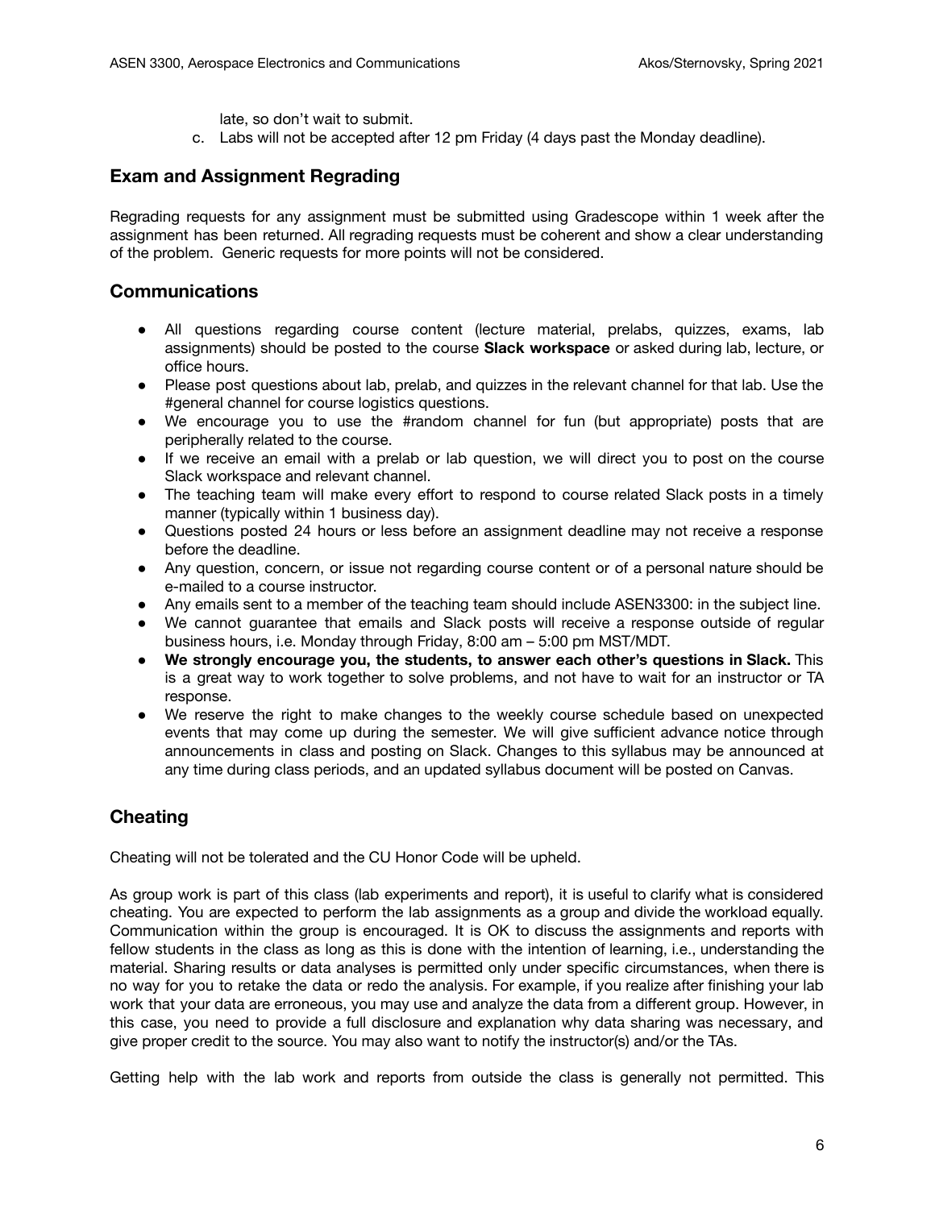late, so don't wait to submit.

c. Labs will not be accepted after 12 pm Friday (4 days past the Monday deadline).

## Exam and Assignment Regrading

Regrading requests for any assignment must be submitted using Gradescope within 1 week after the assignment has been returned. All regrading requests must be coherent and show a clear understanding of the problem. Generic requests for more points will not be considered.

## Communications

- All questions regarding course content (lecture material, prelabs, quizzes, exams, lab assignments) should be posted to the course **Slack workspace** or asked during lab, lecture, or office hours.
- Please post questions about lab, prelab, and quizzes in the relevant channel for that lab. Use the #general channel for course logistics questions.
- We encourage you to use the #random channel for fun (but appropriate) posts that are peripherally related to the course.
- If we receive an email with a prelab or lab question, we will direct you to post on the course Slack workspace and relevant channel.
- The teaching team will make every effort to respond to course related Slack posts in a timely manner (typically within 1 business day).
- Questions posted 24 hours or less before an assignment deadline may not receive a response before the deadline.
- Any question, concern, or issue not regarding course content or of a personal nature should be e-mailed to a course instructor.
- Any emails sent to a member of the teaching team should include ASEN3300: in the subject line.
- We cannot guarantee that emails and Slack posts will receive a response outside of regular business hours, i.e. Monday through Friday, 8:00 am – 5:00 pm MST/MDT.
- **We strongly encourage you, the students, to answer each other's questions in Slack.** This is a great way to work together to solve problems, and not have to wait for an instructor or TA response.
- We reserve the right to make changes to the weekly course schedule based on unexpected events that may come up during the semester. We will give sufficient advance notice through announcements in class and posting on Slack. Changes to this syllabus may be announced at any time during class periods, and an updated syllabus document will be posted on Canvas.

## Cheating

Cheating will not be tolerated and the CU Honor Code will be upheld.

As group work is part of this class (lab experiments and report), it is useful to clarify what is considered cheating. You are expected to perform the lab assignments as a group and divide the workload equally. Communication within the group is encouraged. It is OK to discuss the assignments and reports with fellow students in the class as long as this is done with the intention of learning, i.e., understanding the material. Sharing results or data analyses is permitted only under specific circumstances, when there is no way for you to retake the data or redo the analysis. For example, if you realize after finishing your lab work that your data are erroneous, you may use and analyze the data from a different group. However, in this case, you need to provide a full disclosure and explanation why data sharing was necessary, and give proper credit to the source. You may also want to notify the instructor(s) and/or the TAs.

Getting help with the lab work and reports from outside the class is generally not permitted. This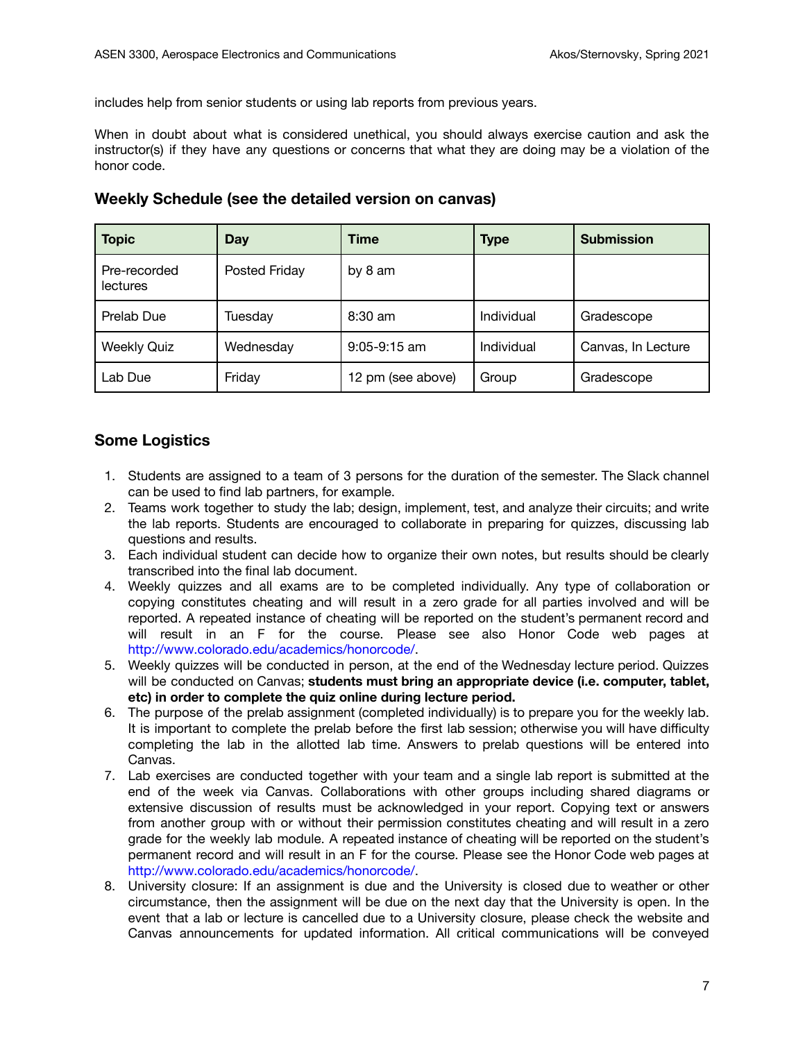includes help from senior students or using lab reports from previous years.

When in doubt about what is considered unethical, you should always exercise caution and ask the instructor(s) if they have any questions or concerns that what they are doing may be a violation of the honor code.

## Weekly Schedule (see the detailed version on canvas)

| Topic | Day | Time | Type | Submission |
| --- | --- | --- | --- | --- |
| Pre-recorded lectures | Posted Friday | by 8 am | | |
| Prelab Due | Tuesday | 8:30 am | Individual | Gradescope |
| Weekly Quiz | Wednesday | 9:05-9:15 am | Individual | Canvas, In Lecture |
| Lab Due | Friday | 12 pm (see above) | Group | Gradescope |

## Some Logistics

1. Students are assigned to a team of 3 persons for the duration of the semester. The Slack channel can be used to find lab partners, for example.
2. Teams work together to study the lab; design, implement, test, and analyze their circuits; and write the lab reports. Students are encouraged to collaborate in preparing for quizzes, discussing lab questions and results.
3. Each individual student can decide how to organize their own notes, but results should be clearly transcribed into the final lab document.
4. Weekly quizzes and all exams are to be completed individually. Any type of collaboration or copying constitutes cheating and will result in a zero grade for all parties involved and will be reported. A repeated instance of cheating will be reported on the student's permanent record and will result in an F for the course. Please see also Honor Code web pages at http://www.colorado.edu/academics/honorcode/.
5. Weekly quizzes will be conducted in person, at the end of the Wednesday lecture period. Quizzes will be conducted on Canvas; **students must bring an appropriate device (i.e. computer, tablet, etc) in order to complete the quiz online during lecture period.**
6. The purpose of the prelab assignment (completed individually) is to prepare you for the weekly lab. It is important to complete the prelab before the first lab session; otherwise you will have difficulty completing the lab in the allotted lab time. Answers to prelab questions will be entered into Canvas.
7. Lab exercises are conducted together with your team and a single lab report is submitted at the end of the week via Canvas. Collaborations with other groups including shared diagrams or extensive discussion of results must be acknowledged in your report. Copying text or answers from another group with or without their permission constitutes cheating and will result in a zero grade for the weekly lab module. A repeated instance of cheating will be reported on the student's permanent record and will result in an F for the course. Please see the Honor Code web pages at http://www.colorado.edu/academics/honorcode/.
8. University closure: If an assignment is due and the University is closed due to weather or other circumstance, then the assignment will be due on the next day that the University is open. In the event that a lab or lecture is cancelled due to a University closure, please check the website and Canvas announcements for updated information. All critical communications will be conveyed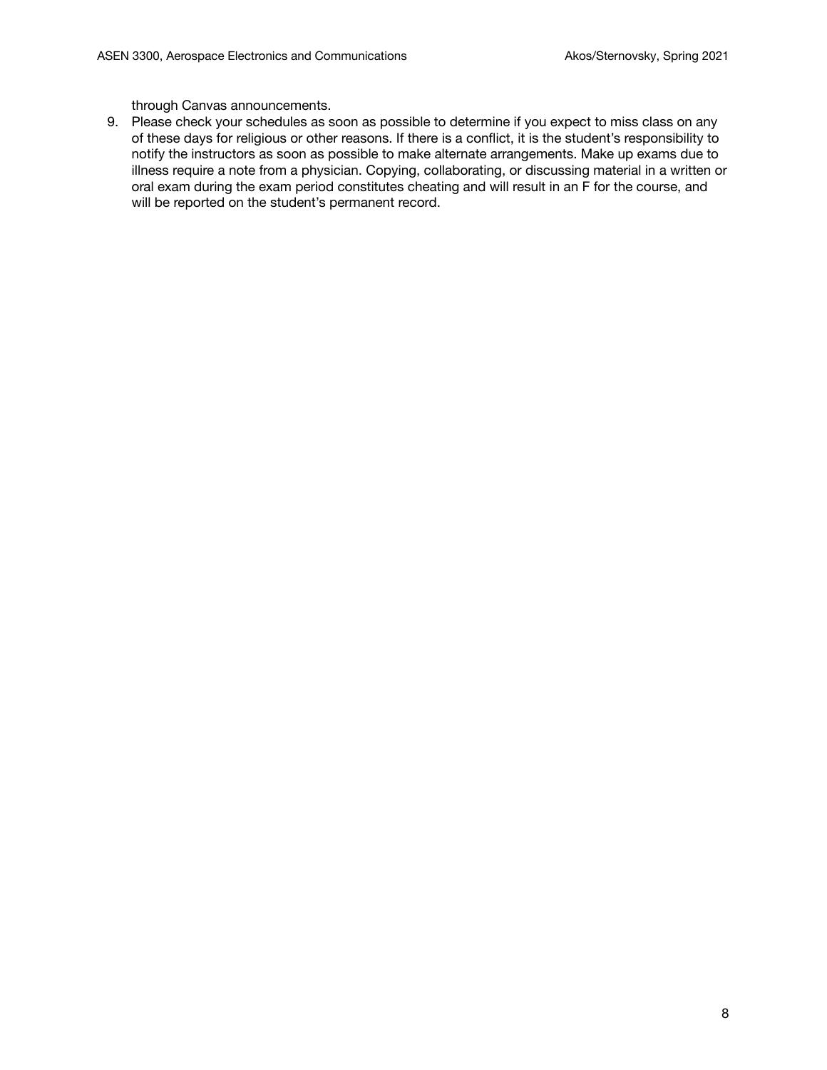through Canvas announcements.

9. Please check your schedules as soon as possible to determine if you expect to miss class on any of these days for religious or other reasons. If there is a conflict, it is the student's responsibility to notify the instructors as soon as possible to make alternate arrangements. Make up exams due to illness require a note from a physician. Copying, collaborating, or discussing material in a written or oral exam during the exam period constitutes cheating and will result in an F for the course, and will be reported on the student's permanent record.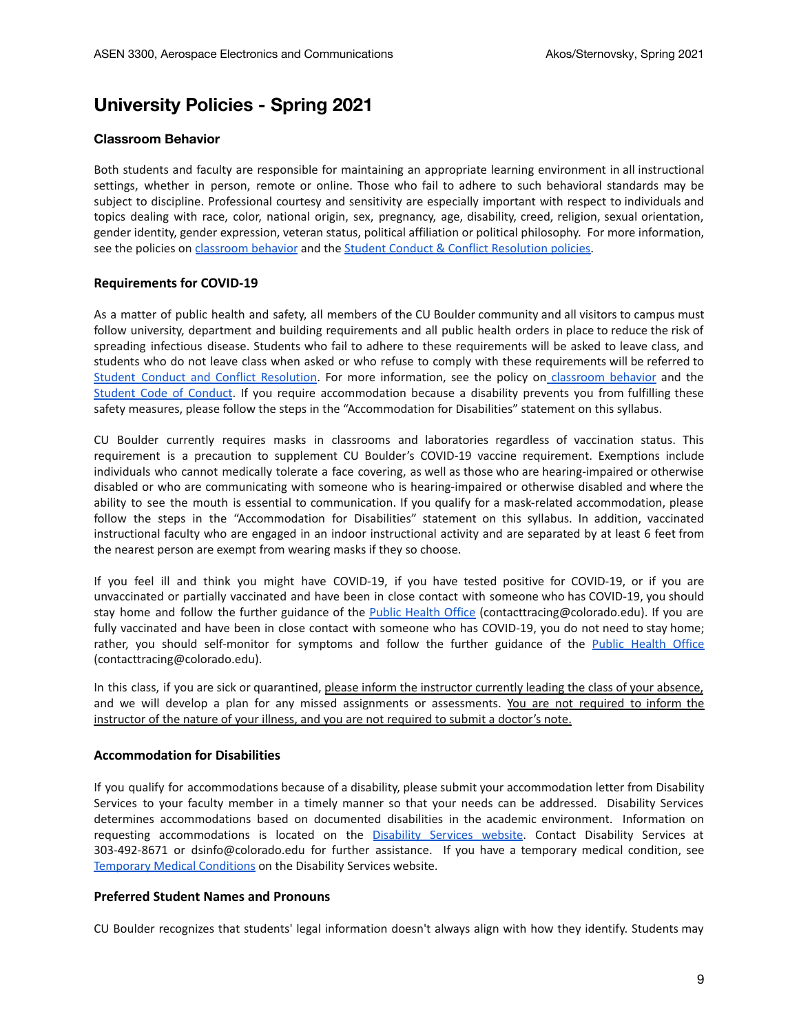# University Policies - Spring 2021

### Classroom Behavior

Both students and faculty are responsible for maintaining an appropriate learning environment in all instructional settings, whether in person, remote or online. Those who fail to adhere to such behavioral standards may be subject to discipline. Professional courtesy and sensitivity are especially important with respect to individuals and topics dealing with race, color, national origin, sex, pregnancy, age, disability, creed, religion, sexual orientation, gender identity, gender expression, veteran status, political affiliation or political philosophy. For more information, see the policies on classroom behavior and the Student Conduct & Conflict Resolution policies.

### Requirements for COVID-19

As a matter of public health and safety, all members of the CU Boulder community and all visitors to campus must follow university, department and building requirements and all public health orders in place to reduce the risk of spreading infectious disease. Students who fail to adhere to these requirements will be asked to leave class, and students who do not leave class when asked or who refuse to comply with these requirements will be referred to Student Conduct and Conflict Resolution. For more information, see the policy on classroom behavior and the Student Code of Conduct. If you require accommodation because a disability prevents you from fulfilling these safety measures, please follow the steps in the "Accommodation for Disabilities" statement on this syllabus.

CU Boulder currently requires masks in classrooms and laboratories regardless of vaccination status. This requirement is a precaution to supplement CU Boulder's COVID-19 vaccine requirement. Exemptions include individuals who cannot medically tolerate a face covering, as well as those who are hearing-impaired or otherwise disabled or who are communicating with someone who is hearing-impaired or otherwise disabled and where the ability to see the mouth is essential to communication. If you qualify for a mask-related accommodation, please follow the steps in the "Accommodation for Disabilities" statement on this syllabus. In addition, vaccinated instructional faculty who are engaged in an indoor instructional activity and are separated by at least 6 feet from the nearest person are exempt from wearing masks if they so choose.

If you feel ill and think you might have COVID-19, if you have tested positive for COVID-19, or if you are unvaccinated or partially vaccinated and have been in close contact with someone who has COVID-19, you should stay home and follow the further guidance of the Public Health Office (contacttracing@colorado.edu). If you are fully vaccinated and have been in close contact with someone who has COVID-19, you do not need to stay home; rather, you should self-monitor for symptoms and follow the further guidance of the Public Health Office (contacttracing@colorado.edu).

In this class, if you are sick or quarantined, please inform the instructor currently leading the class of your absence, and we will develop a plan for any missed assignments or assessments. You are not required to inform the instructor of the nature of your illness, and you are not required to submit a doctor's note.

### Accommodation for Disabilities

If you qualify for accommodations because of a disability, please submit your accommodation letter from Disability Services to your faculty member in a timely manner so that your needs can be addressed. Disability Services determines accommodations based on documented disabilities in the academic environment. Information on requesting accommodations is located on the Disability Services website. Contact Disability Services at 303-492-8671 or dsinfo@colorado.edu for further assistance. If you have a temporary medical condition, see Temporary Medical Conditions on the Disability Services website.

### Preferred Student Names and Pronouns

CU Boulder recognizes that students' legal information doesn't always align with how they identify. Students may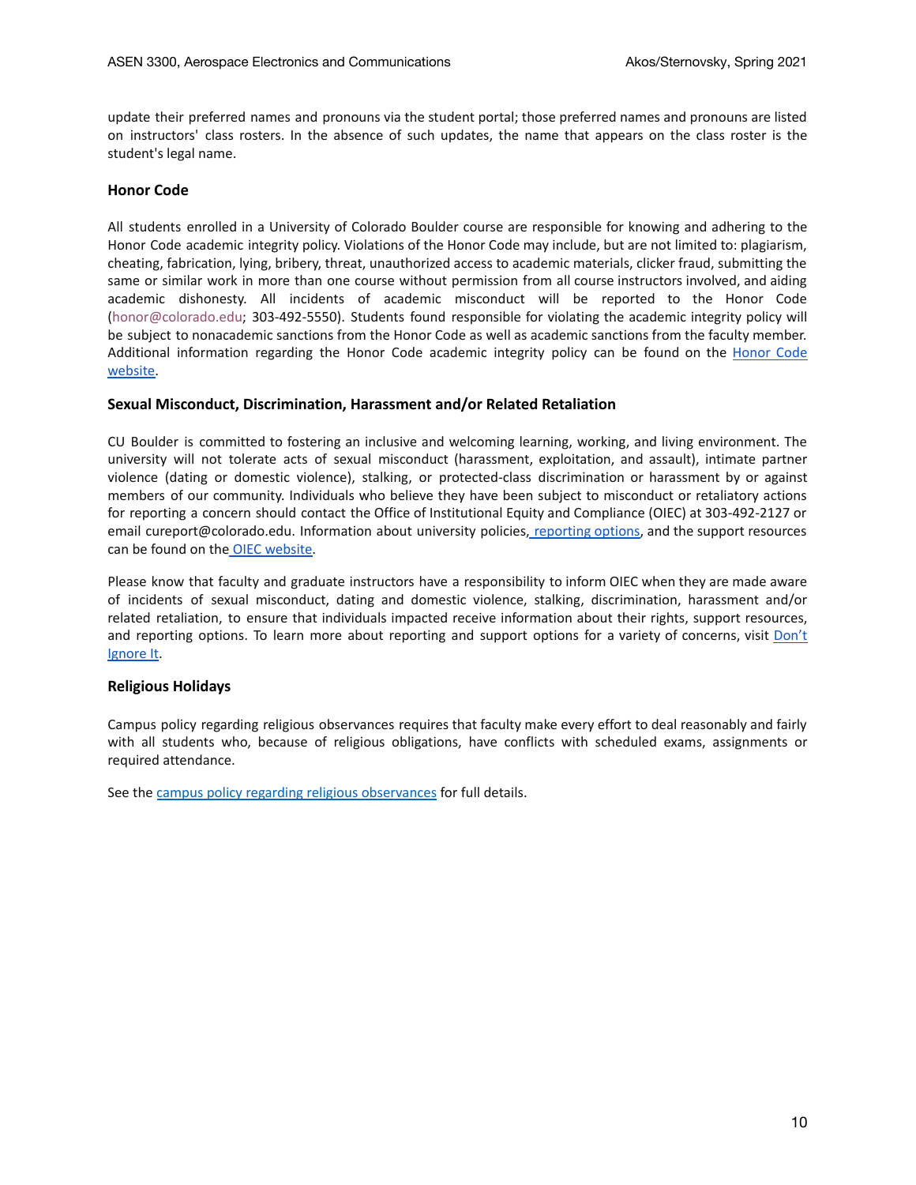update their preferred names and pronouns via the student portal; those preferred names and pronouns are listed on instructors' class rosters. In the absence of such updates, the name that appears on the class roster is the student's legal name.

### Honor Code

All students enrolled in a University of Colorado Boulder course are responsible for knowing and adhering to the Honor Code academic integrity policy. Violations of the Honor Code may include, but are not limited to: plagiarism, cheating, fabrication, lying, bribery, threat, unauthorized access to academic materials, clicker fraud, submitting the same or similar work in more than one course without permission from all course instructors involved, and aiding academic dishonesty. All incidents of academic misconduct will be reported to the Honor Code (honor@colorado.edu; 303-492-5550). Students found responsible for violating the academic integrity policy will be subject to nonacademic sanctions from the Honor Code as well as academic sanctions from the faculty member. Additional information regarding the Honor Code academic integrity policy can be found on the Honor Code website.

### Sexual Misconduct, Discrimination, Harassment and/or Related Retaliation

CU Boulder is committed to fostering an inclusive and welcoming learning, working, and living environment. The university will not tolerate acts of sexual misconduct (harassment, exploitation, and assault), intimate partner violence (dating or domestic violence), stalking, or protected-class discrimination or harassment by or against members of our community. Individuals who believe they have been subject to misconduct or retaliatory actions for reporting a concern should contact the Office of Institutional Equity and Compliance (OIEC) at 303-492-2127 or email cureport@colorado.edu. Information about university policies, reporting options, and the support resources can be found on the OIEC website.

Please know that faculty and graduate instructors have a responsibility to inform OIEC when they are made aware of incidents of sexual misconduct, dating and domestic violence, stalking, discrimination, harassment and/or related retaliation, to ensure that individuals impacted receive information about their rights, support resources, and reporting options. To learn more about reporting and support options for a variety of concerns, visit Don't Ignore It.

### Religious Holidays

Campus policy regarding religious observances requires that faculty make every effort to deal reasonably and fairly with all students who, because of religious obligations, have conflicts with scheduled exams, assignments or required attendance.

See the campus policy regarding religious observances for full details.